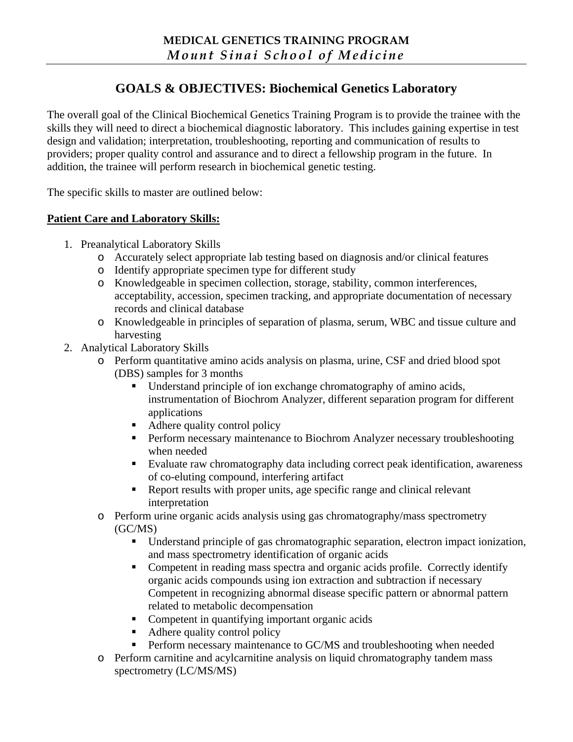**MEDICAL GENETICS TRAINING PROGRAM**
***Mount Sinai School of Medicine***

# GOALS & OBJECTIVES: Biochemical Genetics Laboratory

The overall goal of the Clinical Biochemical Genetics Training Program is to provide the trainee with the skills they will need to direct a biochemical diagnostic laboratory. This includes gaining expertise in test design and validation; interpretation, troubleshooting, reporting and communication of results to providers; proper quality control and assurance and to direct a fellowship program in the future. In addition, the trainee will perform research in biochemical genetic testing.

The specific skills to master are outlined below:

**Patient Care and Laboratory Skills:**

1. Preanalytical Laboratory Skills
   - Accurately select appropriate lab testing based on diagnosis and/or clinical features
   - Identify appropriate specimen type for different study
   - Knowledgeable in specimen collection, storage, stability, common interferences, acceptability, accession, specimen tracking, and appropriate documentation of necessary records and clinical database
   - Knowledgeable in principles of separation of plasma, serum, WBC and tissue culture and harvesting
2. Analytical Laboratory Skills
   - Perform quantitative amino acids analysis on plasma, urine, CSF and dried blood spot (DBS) samples for 3 months
     - Understand principle of ion exchange chromatography of amino acids, instrumentation of Biochrom Analyzer, different separation program for different applications
     - Adhere quality control policy
     - Perform necessary maintenance to Biochrom Analyzer necessary troubleshooting when needed
     - Evaluate raw chromatography data including correct peak identification, awareness of co-eluting compound, interfering artifact
     - Report results with proper units, age specific range and clinical relevant interpretation
   - Perform urine organic acids analysis using gas chromatography/mass spectrometry (GC/MS)
     - Understand principle of gas chromatographic separation, electron impact ionization, and mass spectrometry identification of organic acids
     - Competent in reading mass spectra and organic acids profile. Correctly identify organic acids compounds using ion extraction and subtraction if necessary Competent in recognizing abnormal disease specific pattern or abnormal pattern related to metabolic decompensation
     - Competent in quantifying important organic acids
     - Adhere quality control policy
     - Perform necessary maintenance to GC/MS and troubleshooting when needed
   - Perform carnitine and acylcarnitine analysis on liquid chromatography tandem mass spectrometry (LC/MS/MS)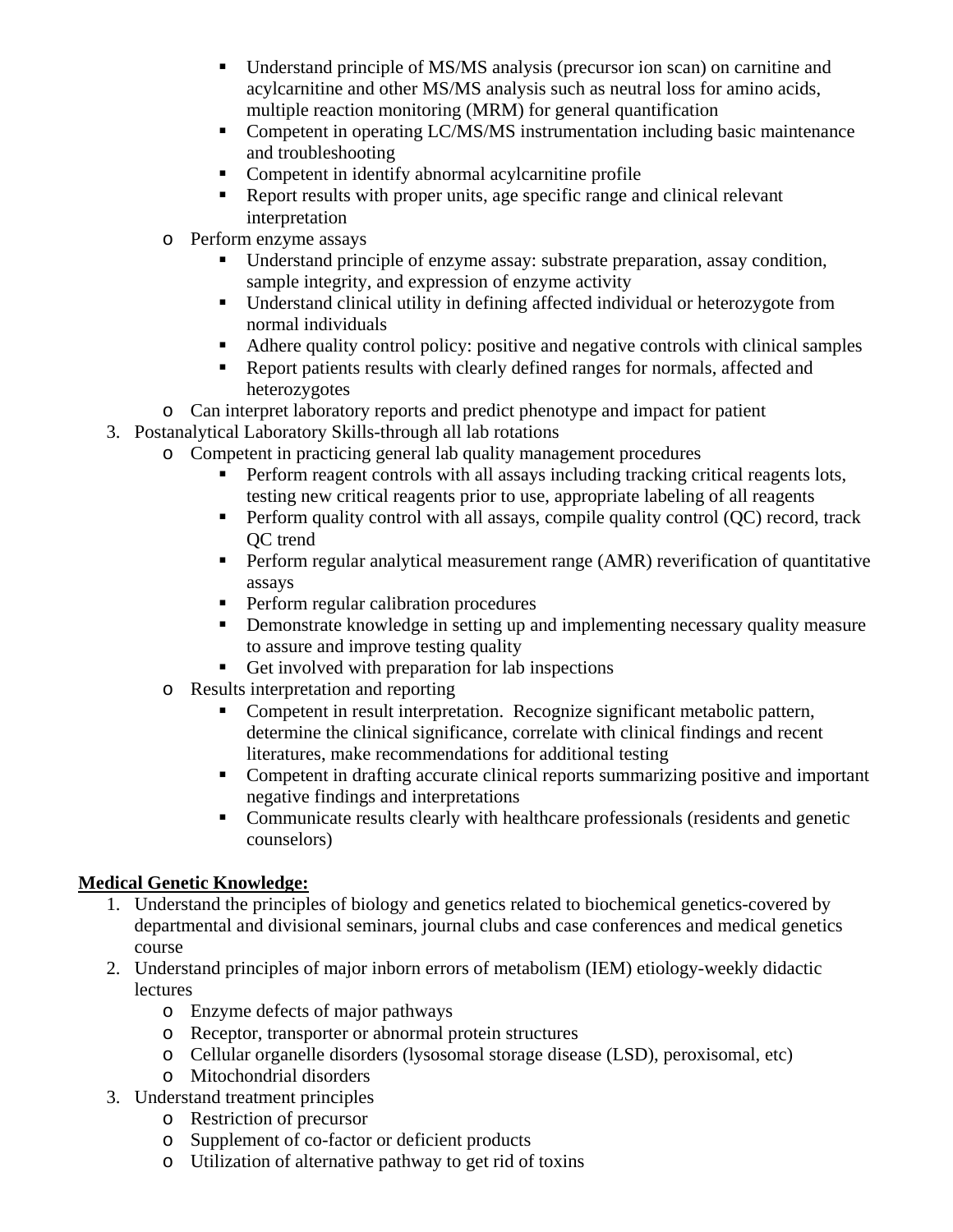- Understand principle of MS/MS analysis (precursor ion scan) on carnitine and acylcarnitine and other MS/MS analysis such as neutral loss for amino acids, multiple reaction monitoring (MRM) for general quantification
        - Competent in operating LC/MS/MS instrumentation including basic maintenance and troubleshooting
        - Competent in identify abnormal acylcarnitine profile
        - Report results with proper units, age specific range and clinical relevant interpretation
    - Perform enzyme assays
        - Understand principle of enzyme assay: substrate preparation, assay condition, sample integrity, and expression of enzyme activity
        - Understand clinical utility in defining affected individual or heterozygote from normal individuals
        - Adhere quality control policy: positive and negative controls with clinical samples
        - Report patients results with clearly defined ranges for normals, affected and heterozygotes
    - Can interpret laboratory reports and predict phenotype and impact for patient

3. Postanalytical Laboratory Skills-through all lab rotations
    - Competent in practicing general lab quality management procedures
        - Perform reagent controls with all assays including tracking critical reagents lots, testing new critical reagents prior to use, appropriate labeling of all reagents
        - Perform quality control with all assays, compile quality control (QC) record, track QC trend
        - Perform regular analytical measurement range (AMR) reverification of quantitative assays
        - Perform regular calibration procedures
        - Demonstrate knowledge in setting up and implementing necessary quality measure to assure and improve testing quality
        - Get involved with preparation for lab inspections
    - Results interpretation and reporting
        - Competent in result interpretation. Recognize significant metabolic pattern, determine the clinical significance, correlate with clinical findings and recent literatures, make recommendations for additional testing
        - Competent in drafting accurate clinical reports summarizing positive and important negative findings and interpretations
        - Communicate results clearly with healthcare professionals (residents and genetic counselors)

**<u>Medical Genetic Knowledge:</u>**

1. Understand the principles of biology and genetics related to biochemical genetics-covered by departmental and divisional seminars, journal clubs and case conferences and medical genetics course
2. Understand principles of major inborn errors of metabolism (IEM) etiology-weekly didactic lectures
    - Enzyme defects of major pathways
    - Receptor, transporter or abnormal protein structures
    - Cellular organelle disorders (lysosomal storage disease (LSD), peroxisomal, etc)
    - Mitochondrial disorders
3. Understand treatment principles
    - Restriction of precursor
    - Supplement of co-factor or deficient products
    - Utilization of alternative pathway to get rid of toxins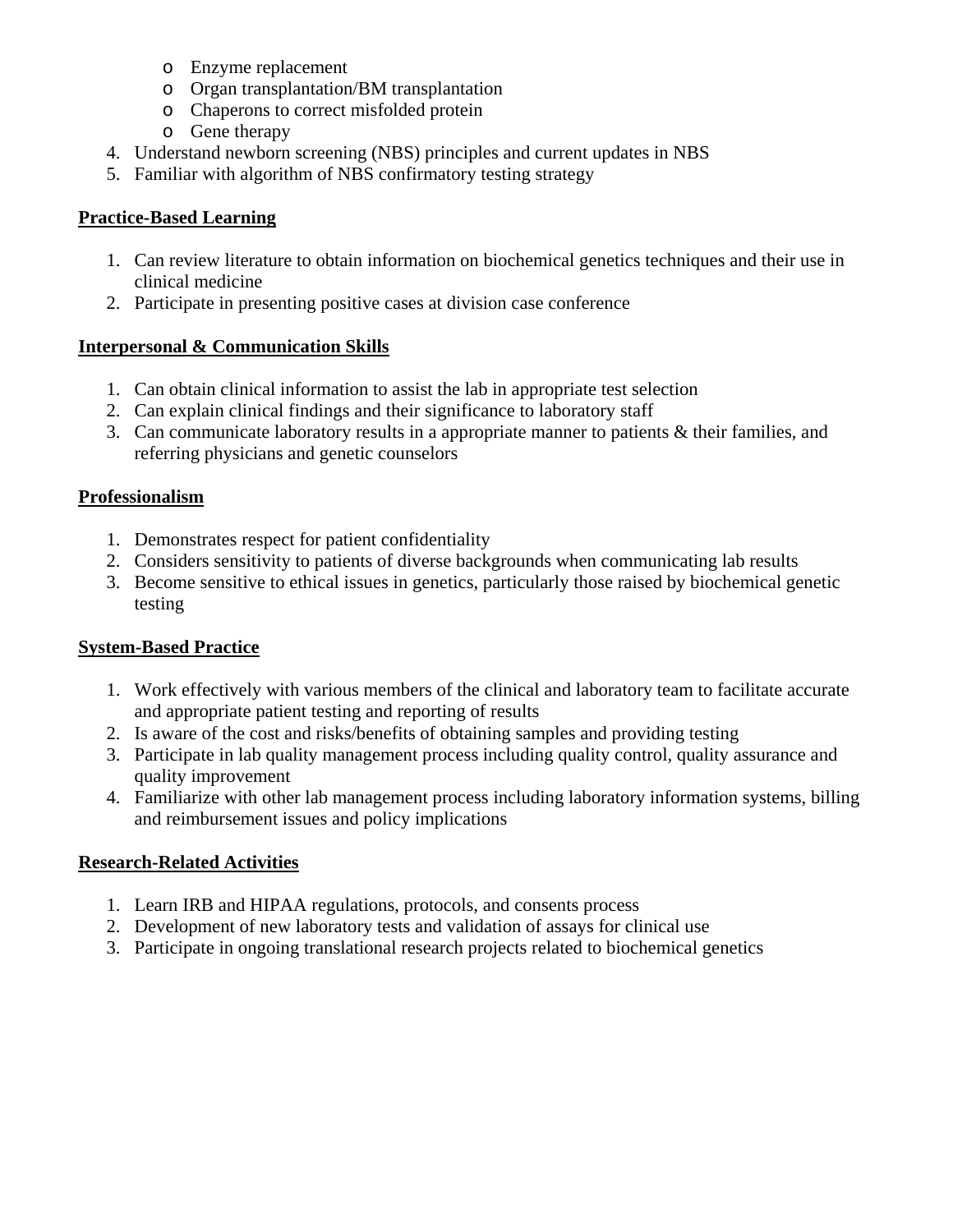- Enzyme replacement
   - Organ transplantation/BM transplantation
   - Chaperons to correct misfolded protein
   - Gene therapy
4. Understand newborn screening (NBS) principles and current updates in NBS
5. Familiar with algorithm of NBS confirmatory testing strategy

**Practice-Based Learning**

1. Can review literature to obtain information on biochemical genetics techniques and their use in clinical medicine
2. Participate in presenting positive cases at division case conference

**Interpersonal & Communication Skills**

1. Can obtain clinical information to assist the lab in appropriate test selection
2. Can explain clinical findings and their significance to laboratory staff
3. Can communicate laboratory results in a appropriate manner to patients & their families, and referring physicians and genetic counselors

**Professionalism**

1. Demonstrates respect for patient confidentiality
2. Considers sensitivity to patients of diverse backgrounds when communicating lab results
3. Become sensitive to ethical issues in genetics, particularly those raised by biochemical genetic testing

**System-Based Practice**

1. Work effectively with various members of the clinical and laboratory team to facilitate accurate and appropriate patient testing and reporting of results
2. Is aware of the cost and risks/benefits of obtaining samples and providing testing
3. Participate in lab quality management process including quality control, quality assurance and quality improvement
4. Familiarize with other lab management process including laboratory information systems, billing and reimbursement issues and policy implications

**Research-Related Activities**

1. Learn IRB and HIPAA regulations, protocols, and consents process
2. Development of new laboratory tests and validation of assays for clinical use
3. Participate in ongoing translational research projects related to biochemical genetics